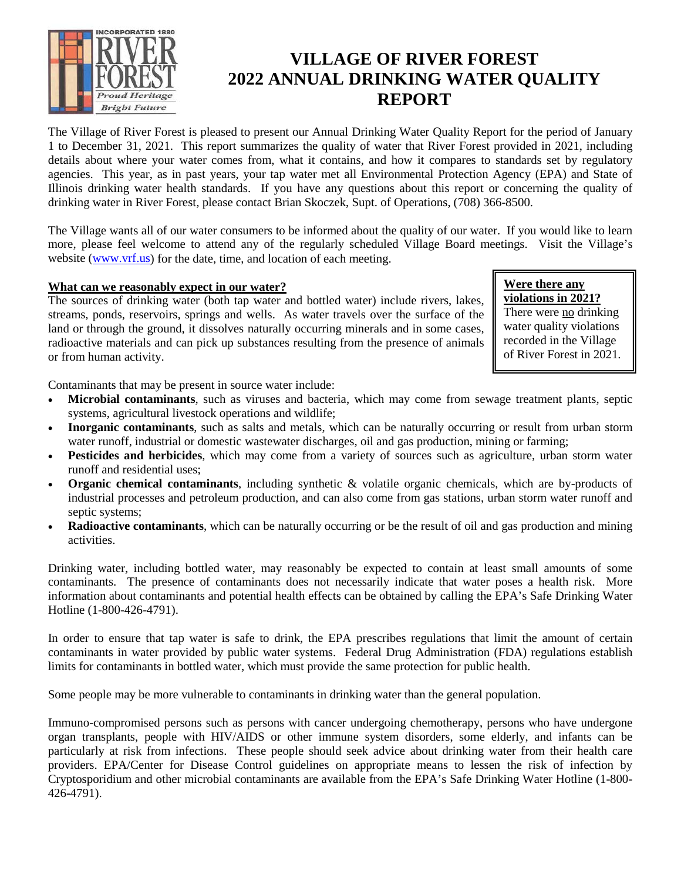# VILLAGE OF RIVER FOREST 2022 ANNUAL DRINKING WATER QUALITY REPORT

The Village of River Forest is pleased to present our Annual Drinking Water Quality Report for the period of January 1 to December 31, 2021. This report summarizes the quality of water that River Forest provided in 2021, including details about where your water comes from, what it contains, and how it compares to standards set by regulatory agencies. This year, as in past years, your tap water met all Environmental Protection Agency (EPA) and State of Illinois drinking water health standards. If you have any questions about this report or concerning the quality of drinking water in River Forest, please contact Brian Skoczek, Supt. of Operations, (708) 366-8500.

The Village wants all of our water consumers to be informed about the quality of our water. If you would like to learn more, please feel welcome to attend any of the regularly scheduled Village Board meetings. Visit the Village's website (www.vrf.us) for the date, time, and location of each meeting.

**Were there any violations in 2021?**
There were no drinking water quality violations recorded in the Village of River Forest in 2021.

**What can we reasonably expect in our water?**

The sources of drinking water (both tap water and bottled water) include rivers, lakes, streams, ponds, reservoirs, springs and wells. As water travels over the surface of the land or through the ground, it dissolves naturally occurring minerals and in some cases, radioactive materials and can pick up substances resulting from the presence of animals or from human activity.

Contaminants that may be present in source water include:

- **Microbial contaminants**, such as viruses and bacteria, which may come from sewage treatment plants, septic systems, agricultural livestock operations and wildlife;
- **Inorganic contaminants**, such as salts and metals, which can be naturally occurring or result from urban storm water runoff, industrial or domestic wastewater discharges, oil and gas production, mining or farming;
- **Pesticides and herbicides**, which may come from a variety of sources such as agriculture, urban storm water runoff and residential uses;
- **Organic chemical contaminants**, including synthetic & volatile organic chemicals, which are by-products of industrial processes and petroleum production, and can also come from gas stations, urban storm water runoff and septic systems;
- **Radioactive contaminants**, which can be naturally occurring or be the result of oil and gas production and mining activities.

Drinking water, including bottled water, may reasonably be expected to contain at least small amounts of some contaminants. The presence of contaminants does not necessarily indicate that water poses a health risk. More information about contaminants and potential health effects can be obtained by calling the EPA's Safe Drinking Water Hotline (1-800-426-4791).

In order to ensure that tap water is safe to drink, the EPA prescribes regulations that limit the amount of certain contaminants in water provided by public water systems. Federal Drug Administration (FDA) regulations establish limits for contaminants in bottled water, which must provide the same protection for public health.

Some people may be more vulnerable to contaminants in drinking water than the general population.

Immuno-compromised persons such as persons with cancer undergoing chemotherapy, persons who have undergone organ transplants, people with HIV/AIDS or other immune system disorders, some elderly, and infants can be particularly at risk from infections. These people should seek advice about drinking water from their health care providers. EPA/Center for Disease Control guidelines on appropriate means to lessen the risk of infection by Cryptosporidium and other microbial contaminants are available from the EPA's Safe Drinking Water Hotline (1-800-426-4791).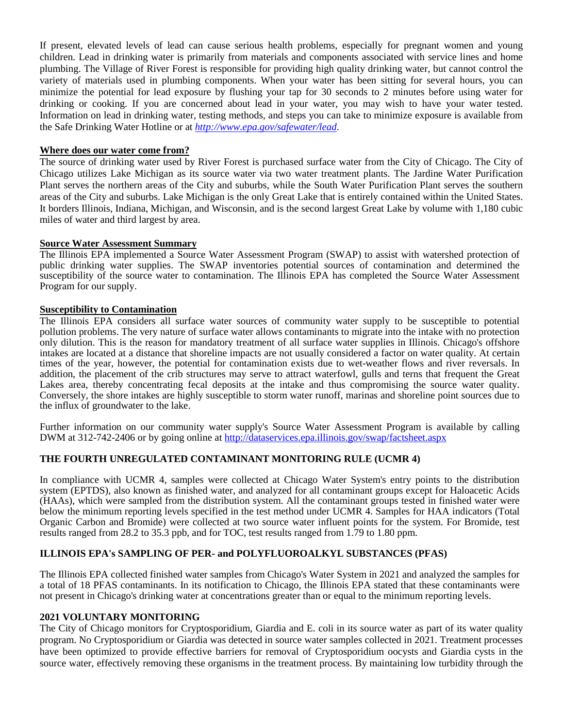If present, elevated levels of lead can cause serious health problems, especially for pregnant women and young children. Lead in drinking water is primarily from materials and components associated with service lines and home plumbing. The Village of River Forest is responsible for providing high quality drinking water, but cannot control the variety of materials used in plumbing components. When your water has been sitting for several hours, you can minimize the potential for lead exposure by flushing your tap for 30 seconds to 2 minutes before using water for drinking or cooking. If you are concerned about lead in your water, you may wish to have your water tested. Information on lead in drinking water, testing methods, and steps you can take to minimize exposure is available from the Safe Drinking Water Hotline or at *http://www.epa.gov/safewater/lead*.

**Where does our water come from?**

The source of drinking water used by River Forest is purchased surface water from the City of Chicago. The City of Chicago utilizes Lake Michigan as its source water via two water treatment plants. The Jardine Water Purification Plant serves the northern areas of the City and suburbs, while the South Water Purification Plant serves the southern areas of the City and suburbs. Lake Michigan is the only Great Lake that is entirely contained within the United States. It borders Illinois, Indiana, Michigan, and Wisconsin, and is the second largest Great Lake by volume with 1,180 cubic miles of water and third largest by area.

**Source Water Assessment Summary**

The Illinois EPA implemented a Source Water Assessment Program (SWAP) to assist with watershed protection of public drinking water supplies. The SWAP inventories potential sources of contamination and determined the susceptibility of the source water to contamination. The Illinois EPA has completed the Source Water Assessment Program for our supply.

**Susceptibility to Contamination**

The Illinois EPA considers all surface water sources of community water supply to be susceptible to potential pollution problems. The very nature of surface water allows contaminants to migrate into the intake with no protection only dilution. This is the reason for mandatory treatment of all surface water supplies in Illinois. Chicago's offshore intakes are located at a distance that shoreline impacts are not usually considered a factor on water quality. At certain times of the year, however, the potential for contamination exists due to wet-weather flows and river reversals. In addition, the placement of the crib structures may serve to attract waterfowl, gulls and terns that frequent the Great Lakes area, thereby concentrating fecal deposits at the intake and thus compromising the source water quality. Conversely, the shore intakes are highly susceptible to storm water runoff, marinas and shoreline point sources due to the influx of groundwater to the lake.

Further information on our community water supply's Source Water Assessment Program is available by calling DWM at 312-742-2406 or by going online at http://dataservices.epa.illinois.gov/swap/factsheet.aspx

**THE FOURTH UNREGULATED CONTAMINANT MONITORING RULE (UCMR 4)**

In compliance with UCMR 4, samples were collected at Chicago Water System's entry points to the distribution system (EPTDS), also known as finished water, and analyzed for all contaminant groups except for Haloacetic Acids (HAAs), which were sampled from the distribution system. All the contaminant groups tested in finished water were below the minimum reporting levels specified in the test method under UCMR 4. Samples for HAA indicators (Total Organic Carbon and Bromide) were collected at two source water influent points for the system. For Bromide, test results ranged from 28.2 to 35.3 ppb, and for TOC, test results ranged from 1.79 to 1.80 ppm.

**ILLINOIS EPA's SAMPLING OF PER- and POLYFLUOROALKYL SUBSTANCES (PFAS)**

The Illinois EPA collected finished water samples from Chicago's Water System in 2021 and analyzed the samples for a total of 18 PFAS contaminants. In its notification to Chicago, the Illinois EPA stated that these contaminants were not present in Chicago's drinking water at concentrations greater than or equal to the minimum reporting levels.

**2021 VOLUNTARY MONITORING**

The City of Chicago monitors for Cryptosporidium, Giardia and E. coli in its source water as part of its water quality program. No Cryptosporidium or Giardia was detected in source water samples collected in 2021. Treatment processes have been optimized to provide effective barriers for removal of Cryptosporidium oocysts and Giardia cysts in the source water, effectively removing these organisms in the treatment process. By maintaining low turbidity through the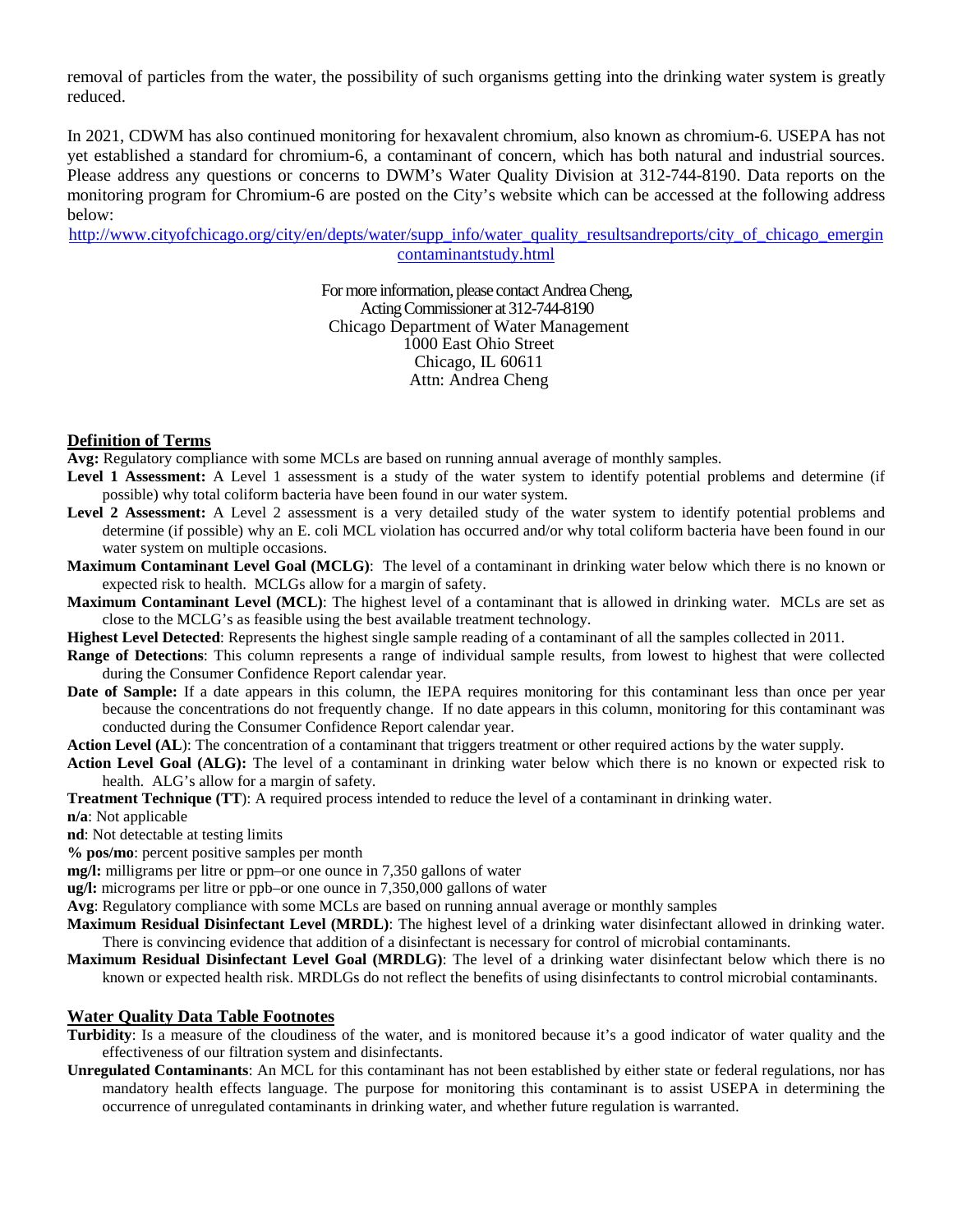removal of particles from the water, the possibility of such organisms getting into the drinking water system is greatly reduced.

In 2021, CDWM has also continued monitoring for hexavalent chromium, also known as chromium-6. USEPA has not yet established a standard for chromium-6, a contaminant of concern, which has both natural and industrial sources. Please address any questions or concerns to DWM's Water Quality Division at 312-744-8190. Data reports on the monitoring program for Chromium-6 are posted on the City's website which can be accessed at the following address below:

http://www.cityofchicago.org/city/en/depts/water/supp_info/water_quality_resultsandreports/city_of_chicago_emergin contaminantstudy.html

For more information, please contact Andrea Cheng,
Acting Commissioner at 312-744-8190
Chicago Department of Water Management
1000 East Ohio Street
Chicago, IL 60611
Attn: Andrea Cheng

## Definition of Terms

**Avg:** Regulatory compliance with some MCLs are based on running annual average of monthly samples.

**Level 1 Assessment:** A Level 1 assessment is a study of the water system to identify potential problems and determine (if possible) why total coliform bacteria have been found in our water system.

**Level 2 Assessment:** A Level 2 assessment is a very detailed study of the water system to identify potential problems and determine (if possible) why an E. coli MCL violation has occurred and/or why total coliform bacteria have been found in our water system on multiple occasions.

**Maximum Contaminant Level Goal (MCLG)**: The level of a contaminant in drinking water below which there is no known or expected risk to health. MCLGs allow for a margin of safety.

**Maximum Contaminant Level (MCL)**: The highest level of a contaminant that is allowed in drinking water. MCLs are set as close to the MCLG's as feasible using the best available treatment technology.

**Highest Level Detected**: Represents the highest single sample reading of a contaminant of all the samples collected in 2011.

**Range of Detections**: This column represents a range of individual sample results, from lowest to highest that were collected during the Consumer Confidence Report calendar year.

**Date of Sample:** If a date appears in this column, the IEPA requires monitoring for this contaminant less than once per year because the concentrations do not frequently change. If no date appears in this column, monitoring for this contaminant was conducted during the Consumer Confidence Report calendar year.

**Action Level (AL)**: The concentration of a contaminant that triggers treatment or other required actions by the water supply.

**Action Level Goal (ALG):** The level of a contaminant in drinking water below which there is no known or expected risk to health. ALG's allow for a margin of safety.

**Treatment Technique (TT)**: A required process intended to reduce the level of a contaminant in drinking water.

**n/a**: Not applicable

**nd**: Not detectable at testing limits

**% pos/mo**: percent positive samples per month

**mg/l:** milligrams per litre or ppm–or one ounce in 7,350 gallons of water

**ug/l:** micrograms per litre or ppb–or one ounce in 7,350,000 gallons of water

**Avg**: Regulatory compliance with some MCLs are based on running annual average or monthly samples

**Maximum Residual Disinfectant Level (MRDL)**: The highest level of a drinking water disinfectant allowed in drinking water. There is convincing evidence that addition of a disinfectant is necessary for control of microbial contaminants.

**Maximum Residual Disinfectant Level Goal (MRDLG)**: The level of a drinking water disinfectant below which there is no known or expected health risk. MRDLGs do not reflect the benefits of using disinfectants to control microbial contaminants.

## Water Quality Data Table Footnotes

**Turbidity**: Is a measure of the cloudiness of the water, and is monitored because it's a good indicator of water quality and the effectiveness of our filtration system and disinfectants.

**Unregulated Contaminants**: An MCL for this contaminant has not been established by either state or federal regulations, nor has mandatory health effects language. The purpose for monitoring this contaminant is to assist USEPA in determining the occurrence of unregulated contaminants in drinking water, and whether future regulation is warranted.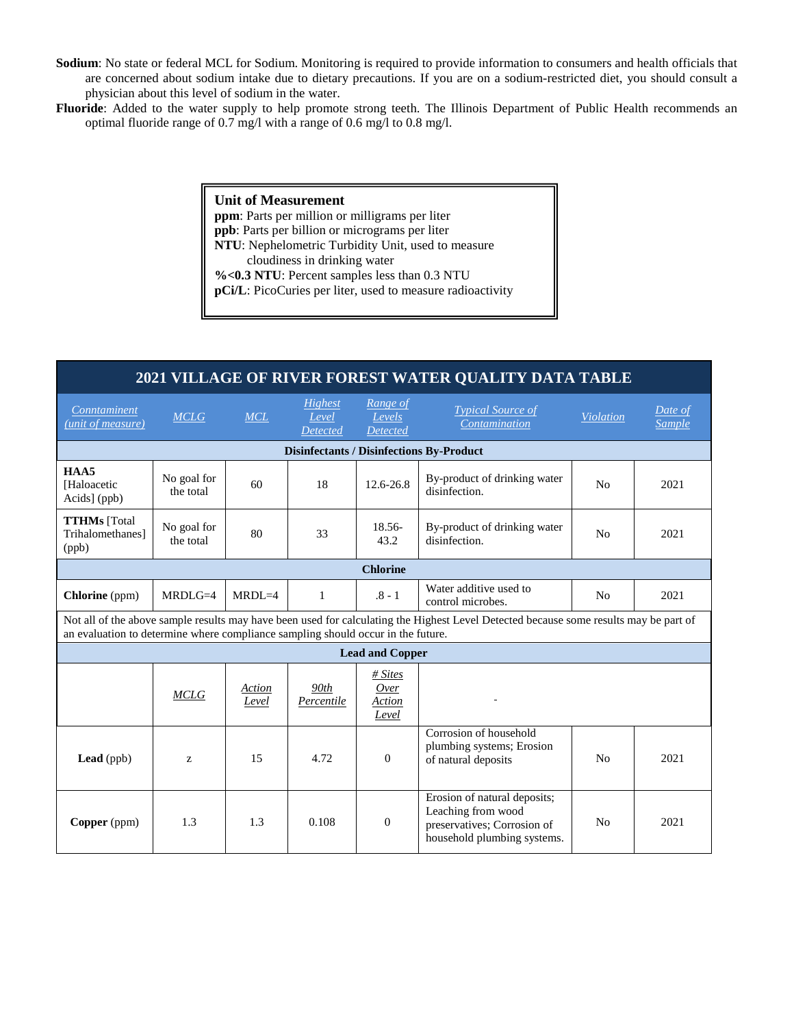**Sodium**: No state or federal MCL for Sodium. Monitoring is required to provide information to consumers and health officials that are concerned about sodium intake due to dietary precautions. If you are on a sodium-restricted diet, you should consult a physician about this level of sodium in the water.

**Fluoride**: Added to the water supply to help promote strong teeth. The Illinois Department of Public Health recommends an optimal fluoride range of 0.7 mg/l with a range of 0.6 mg/l to 0.8 mg/l.

**Unit of Measurement**

**ppm**: Parts per million or milligrams per liter
**ppb**: Parts per billion or micrograms per liter
**NTU**: Nephelometric Turbidity Unit, used to measure cloudiness in drinking water
**%<0.3 NTU**: Percent samples less than 0.3 NTU
**pCi/L**: PicoCuries per liter, used to measure radioactivity

## 2021 VILLAGE OF RIVER FOREST WATER QUALITY DATA TABLE

| Conntaminent (unit of measure) | MCLG | MCL | Highest Level Detected | Range of Levels Detected | Typical Source of Contamination | Violation | Date of Sample |
|---|---|---|---|---|---|---|---|
| **Disinfectants / Disinfections By-Product** | | | | | | | |
| **HAA5** [Haloacetic Acids] (ppb) | No goal for the total | 60 | 18 | 12.6-26.8 | By-product of drinking water disinfection. | No | 2021 |
| **TTHMs** [Total Trihalomethanes] (ppb) | No goal for the total | 80 | 33 | 18.56-43.2 | By-product of drinking water disinfection. | No | 2021 |
| **Chlorine** | | | | | | | |
| **Chlorine** (ppm) | MRDLG=4 | MRDL=4 | 1 | .8 - 1 | Water additive used to control microbes. | No | 2021 |
| Not all of the above sample results may have been used for calculating the Highest Level Detected because some results may be part of an evaluation to determine where compliance sampling should occur in the future. | | | | | | | |
| **Lead and Copper** | | | | | | | |
| | MCLG | Action Level | 90th Percentile | # Sites Over Action Level | - | | |
| **Lead** (ppb) | z | 15 | 4.72 | 0 | Corrosion of household plumbing systems; Erosion of natural deposits | No | 2021 |
| **Copper** (ppm) | 1.3 | 1.3 | 0.108 | 0 | Erosion of natural deposits; Leaching from wood preservatives; Corrosion of household plumbing systems. | No | 2021 |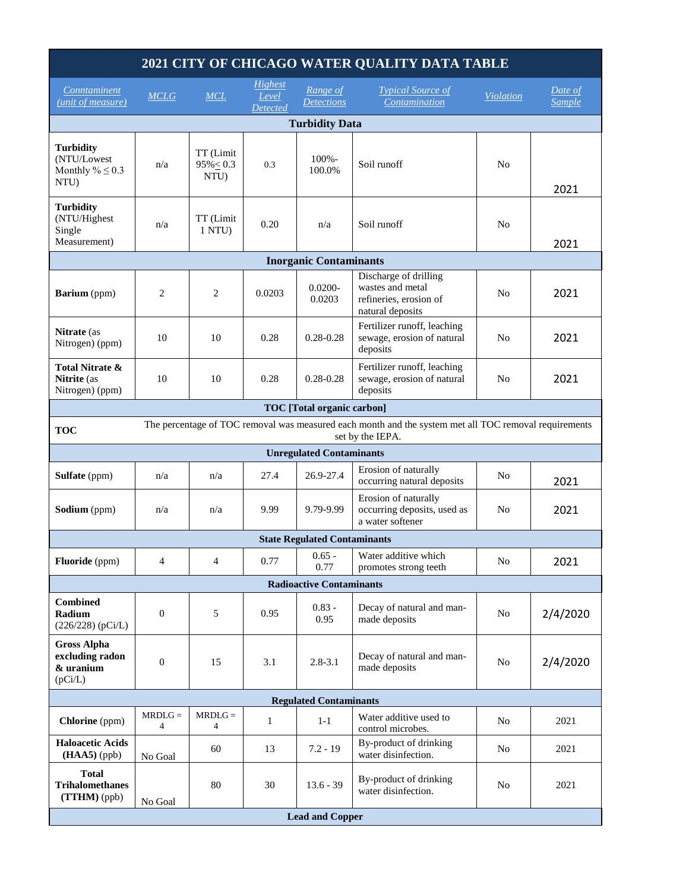| 2021 CITY OF CHICAGO WATER QUALITY DATA TABLE | | | | | | | |
|---|---|---|---|---|---|---|---|
| *Conntaminent (unit of measure)* | *MCLG* | *MCL* | *Highest Level Detected* | *Range of Detections* | *Typical Source of Contamination* | *Violation* | *Date of Sample* |
| **Turbidity Data** | | | | | | | |
| **Turbidity** (NTU/Lowest Monthly % ≤ 0.3 NTU) | n/a | TT (Limit 95%≤ 0.3 NTU) | 0.3 | 100%-100.0% | Soil runoff | No | 2021 |
| **Turbidity** (NTU/Highest Single Measurement) | n/a | TT (Limit 1 NTU) | 0.20 | n/a | Soil runoff | No | 2021 |
| **Inorganic Contaminants** | | | | | | | |
| **Barium** (ppm) | 2 | 2 | 0.0203 | 0.0200-0.0203 | Discharge of drilling wastes and metal refineries, erosion of natural deposits | No | 2021 |
| **Nitrate** (as Nitrogen) (ppm) | 10 | 10 | 0.28 | 0.28-0.28 | Fertilizer runoff, leaching sewage, erosion of natural deposits | No | 2021 |
| **Total Nitrate & Nitrite** (as Nitrogen) (ppm) | 10 | 10 | 0.28 | 0.28-0.28 | Fertilizer runoff, leaching sewage, erosion of natural deposits | No | 2021 |
| **TOC [Total organic carbon]** | | | | | | | |
| **TOC** | The percentage of TOC removal was measured each month and the system met all TOC removal requirements set by the IEPA. | | | | | | |
| **Unregulated Contaminants** | | | | | | | |
| **Sulfate** (ppm) | n/a | n/a | 27.4 | 26.9-27.4 | Erosion of naturally occurring natural deposits | No | 2021 |
| **Sodium** (ppm) | n/a | n/a | 9.99 | 9.79-9.99 | Erosion of naturally occurring deposits, used as a water softener | No | 2021 |
| **State Regulated Contaminants** | | | | | | | |
| **Fluoride** (ppm) | 4 | 4 | 0.77 | 0.65 - 0.77 | Water additive which promotes strong teeth | No | 2021 |
| **Radioactive Contaminants** | | | | | | | |
| **Combined Radium** (226/228) (pCi/L) | 0 | 5 | 0.95 | 0.83 - 0.95 | Decay of natural and man-made deposits | No | 2/4/2020 |
| **Gross Alpha excluding radon & uranium** (pCi/L) | 0 | 15 | 3.1 | 2.8-3.1 | Decay of natural and man-made deposits | No | 2/4/2020 |
| **Regulated Contaminants** | | | | | | | |
| **Chlorine** (ppm) | MRDLG = 4 | MRDLG = 4 | 1 | 1-1 | Water additive used to control microbes. | No | 2021 |
| **Haloacetic Acids (HAA5)** (ppb) | No Goal | 60 | 13 | 7.2 - 19 | By-product of drinking water disinfection. | No | 2021 |
| **Total Trihalomethanes (TTHM)** (ppb) | No Goal | 80 | 30 | 13.6 - 39 | By-product of drinking water disinfection. | No | 2021 |
| **Lead and Copper** | | | | | | | |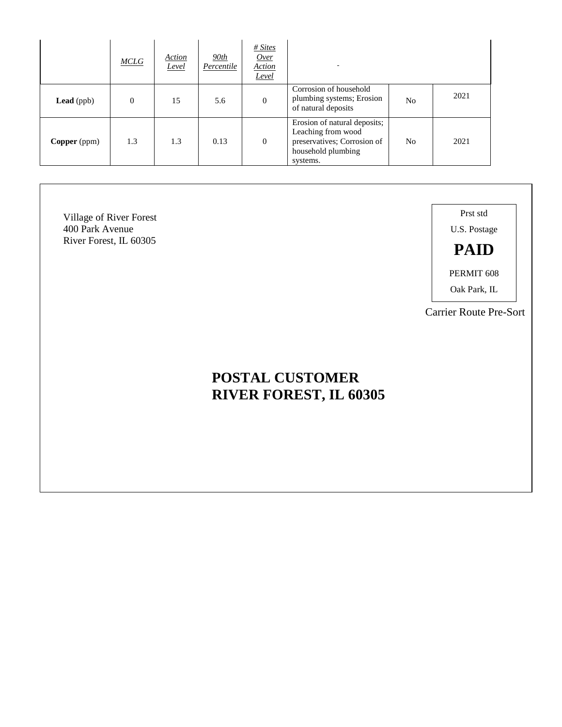| | *MCLG* | *Action Level* | *90th Percentile* | *# Sites Over Action Level* | - | | |
|---|---|---|---|---|---|---|---|
| **Lead** (ppb) | 0 | 15 | 5.6 | 0 | Corrosion of household plumbing systems; Erosion of natural deposits | No | 2021 |
| **Copper** (ppm) | 1.3 | 1.3 | 0.13 | 0 | Erosion of natural deposits; Leaching from wood preservatives; Corrosion of household plumbing systems. | No | 2021 |

Village of River Forest
400 Park Avenue
River Forest, IL 60305

Prst std
U.S. Postage
**PAID**
PERMIT 608
Oak Park, IL

Carrier Route Pre-Sort

**POSTAL CUSTOMER**
**RIVER FOREST, IL 60305**